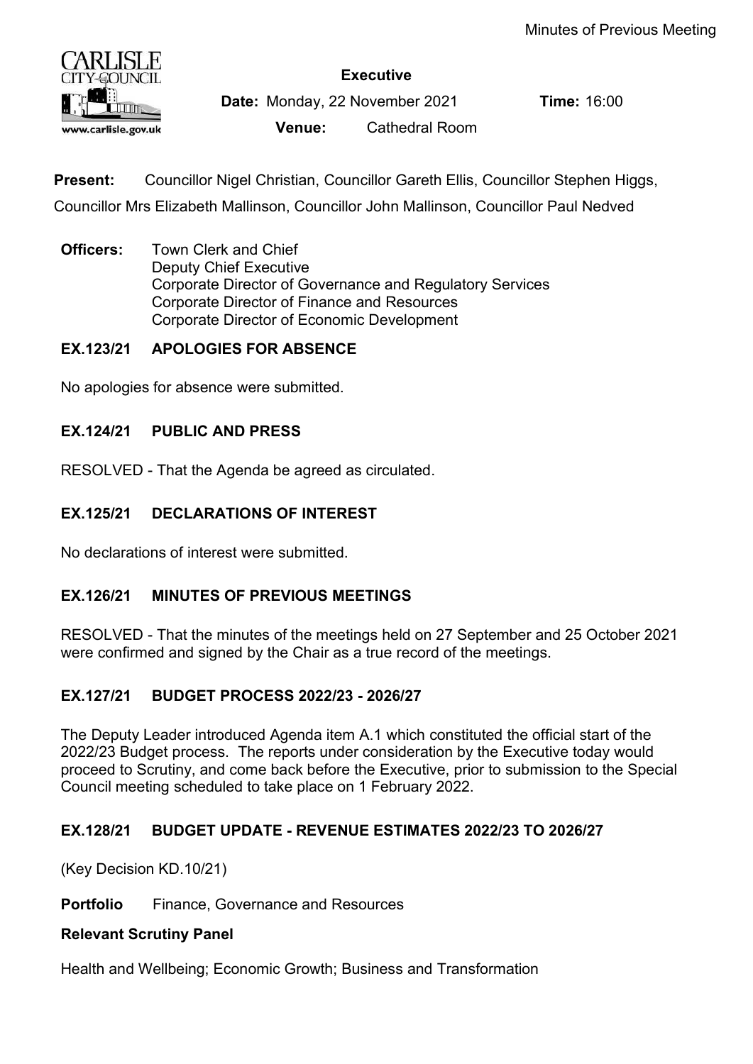Minutes of Previous Meeting

**Executive**

**Date:** Monday, 22 November 2021 **Time:** 16:00

**Venue:** Cathedral Room

**Present:** Councillor Nigel Christian, Councillor Gareth Ellis, Councillor Stephen Higgs, Councillor Mrs Elizabeth Mallinson, Councillor John Mallinson, Councillor Paul Nedved

**Officers:** Town Clerk and Chief
Deputy Chief Executive
Corporate Director of Governance and Regulatory Services
Corporate Director of Finance and Resources
Corporate Director of Economic Development

## EX.123/21 APOLOGIES FOR ABSENCE

No apologies for absence were submitted.

## EX.124/21 PUBLIC AND PRESS

RESOLVED - That the Agenda be agreed as circulated.

## EX.125/21 DECLARATIONS OF INTEREST

No declarations of interest were submitted.

## EX.126/21 MINUTES OF PREVIOUS MEETINGS

RESOLVED - That the minutes of the meetings held on 27 September and 25 October 2021 were confirmed and signed by the Chair as a true record of the meetings.

## EX.127/21 BUDGET PROCESS 2022/23 - 2026/27

The Deputy Leader introduced Agenda item A.1 which constituted the official start of the 2022/23 Budget process. The reports under consideration by the Executive today would proceed to Scrutiny, and come back before the Executive, prior to submission to the Special Council meeting scheduled to take place on 1 February 2022.

## EX.128/21 BUDGET UPDATE - REVENUE ESTIMATES 2022/23 TO 2026/27

(Key Decision KD.10/21)

**Portfolio** Finance, Governance and Resources

**Relevant Scrutiny Panel**

Health and Wellbeing; Economic Growth; Business and Transformation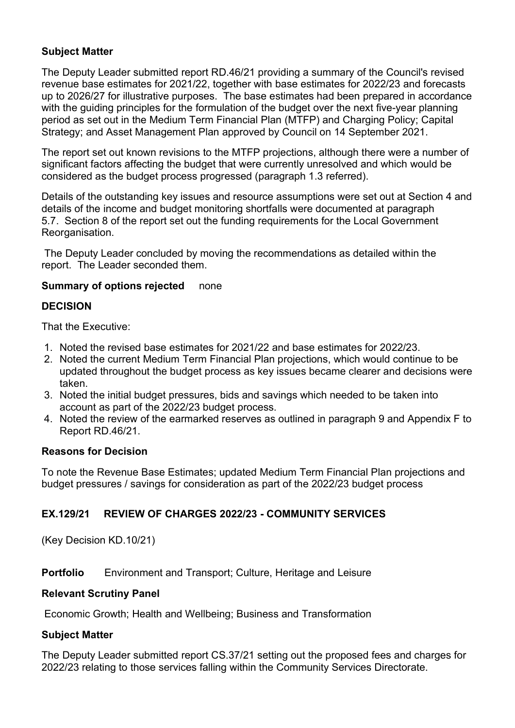**Subject Matter**

The Deputy Leader submitted report RD.46/21 providing a summary of the Council's revised revenue base estimates for 2021/22, together with base estimates for 2022/23 and forecasts up to 2026/27 for illustrative purposes. The base estimates had been prepared in accordance with the guiding principles for the formulation of the budget over the next five-year planning period as set out in the Medium Term Financial Plan (MTFP) and Charging Policy; Capital Strategy; and Asset Management Plan approved by Council on 14 September 2021.

The report set out known revisions to the MTFP projections, although there were a number of significant factors affecting the budget that were currently unresolved and which would be considered as the budget process progressed (paragraph 1.3 referred).

Details of the outstanding key issues and resource assumptions were set out at Section 4 and details of the income and budget monitoring shortfalls were documented at paragraph 5.7. Section 8 of the report set out the funding requirements for the Local Government Reorganisation.

The Deputy Leader concluded by moving the recommendations as detailed within the report. The Leader seconded them.

**Summary of options rejected** none

**DECISION**

That the Executive:

1. Noted the revised base estimates for 2021/22 and base estimates for 2022/23.
2. Noted the current Medium Term Financial Plan projections, which would continue to be updated throughout the budget process as key issues became clearer and decisions were taken.
3. Noted the initial budget pressures, bids and savings which needed to be taken into account as part of the 2022/23 budget process.
4. Noted the review of the earmarked reserves as outlined in paragraph 9 and Appendix F to Report RD.46/21.

**Reasons for Decision**

To note the Revenue Base Estimates; updated Medium Term Financial Plan projections and budget pressures / savings for consideration as part of the 2022/23 budget process

## EX.129/21 REVIEW OF CHARGES 2022/23 - COMMUNITY SERVICES

(Key Decision KD.10/21)

**Portfolio** Environment and Transport; Culture, Heritage and Leisure

**Relevant Scrutiny Panel**

Economic Growth; Health and Wellbeing; Business and Transformation

**Subject Matter**

The Deputy Leader submitted report CS.37/21 setting out the proposed fees and charges for 2022/23 relating to those services falling within the Community Services Directorate.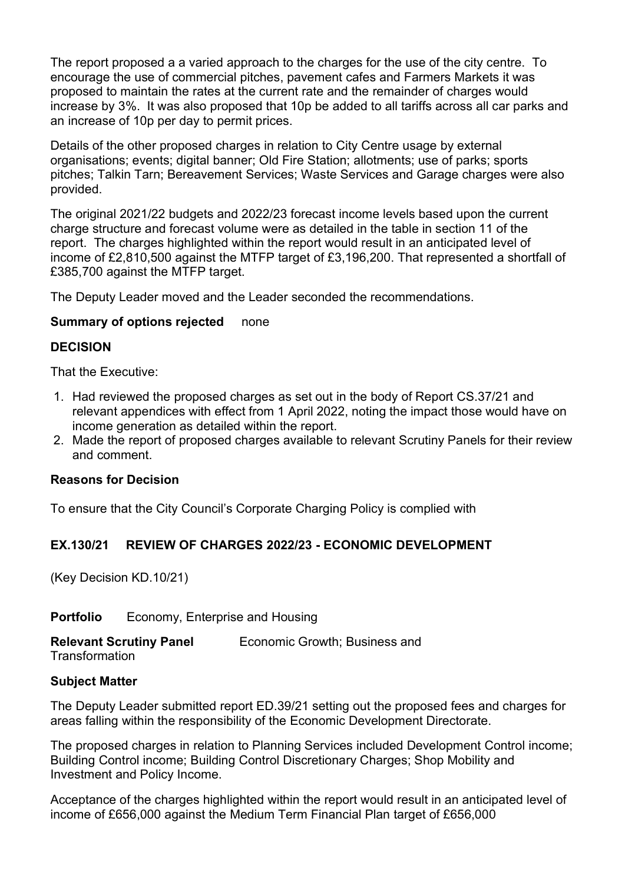The report proposed a a varied approach to the charges for the use of the city centre. To encourage the use of commercial pitches, pavement cafes and Farmers Markets it was proposed to maintain the rates at the current rate and the remainder of charges would increase by 3%. It was also proposed that 10p be added to all tariffs across all car parks and an increase of 10p per day to permit prices.

Details of the other proposed charges in relation to City Centre usage by external organisations; events; digital banner; Old Fire Station; allotments; use of parks; sports pitches; Talkin Tarn; Bereavement Services; Waste Services and Garage charges were also provided.

The original 2021/22 budgets and 2022/23 forecast income levels based upon the current charge structure and forecast volume were as detailed in the table in section 11 of the report. The charges highlighted within the report would result in an anticipated level of income of £2,810,500 against the MTFP target of £3,196,200. That represented a shortfall of £385,700 against the MTFP target.

The Deputy Leader moved and the Leader seconded the recommendations.

**Summary of options rejected** none

**DECISION**

That the Executive:

1. Had reviewed the proposed charges as set out in the body of Report CS.37/21 and relevant appendices with effect from 1 April 2022, noting the impact those would have on income generation as detailed within the report.
2. Made the report of proposed charges available to relevant Scrutiny Panels for their review and comment.

**Reasons for Decision**

To ensure that the City Council's Corporate Charging Policy is complied with

## EX.130/21 REVIEW OF CHARGES 2022/23 - ECONOMIC DEVELOPMENT

(Key Decision KD.10/21)

**Portfolio** Economy, Enterprise and Housing

**Relevant Scrutiny Panel** Economic Growth; Business and Transformation

**Subject Matter**

The Deputy Leader submitted report ED.39/21 setting out the proposed fees and charges for areas falling within the responsibility of the Economic Development Directorate.

The proposed charges in relation to Planning Services included Development Control income; Building Control income; Building Control Discretionary Charges; Shop Mobility and Investment and Policy Income.

Acceptance of the charges highlighted within the report would result in an anticipated level of income of £656,000 against the Medium Term Financial Plan target of £656,000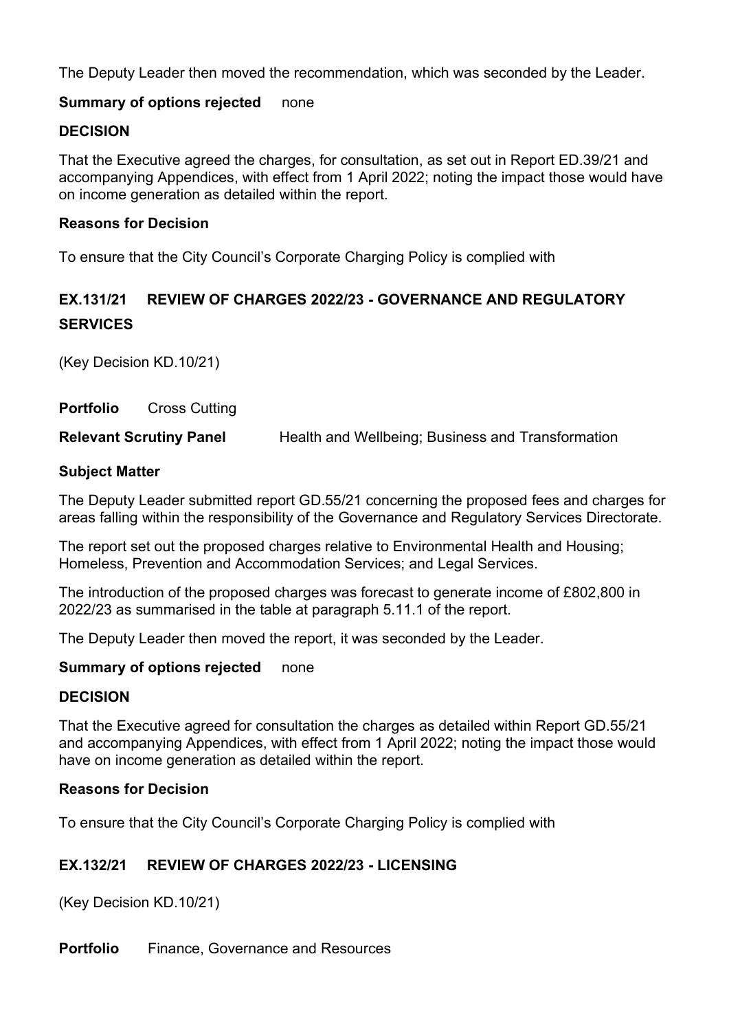The Deputy Leader then moved the recommendation, which was seconded by the Leader.

**Summary of options rejected** none

**DECISION**

That the Executive agreed the charges, for consultation, as set out in Report ED.39/21 and accompanying Appendices, with effect from 1 April 2022; noting the impact those would have on income generation as detailed within the report.

**Reasons for Decision**

To ensure that the City Council's Corporate Charging Policy is complied with

## EX.131/21 REVIEW OF CHARGES 2022/23 - GOVERNANCE AND REGULATORY SERVICES

(Key Decision KD.10/21)

**Portfolio** Cross Cutting

**Relevant Scrutiny Panel** Health and Wellbeing; Business and Transformation

**Subject Matter**

The Deputy Leader submitted report GD.55/21 concerning the proposed fees and charges for areas falling within the responsibility of the Governance and Regulatory Services Directorate.

The report set out the proposed charges relative to Environmental Health and Housing; Homeless, Prevention and Accommodation Services; and Legal Services.

The introduction of the proposed charges was forecast to generate income of £802,800 in 2022/23 as summarised in the table at paragraph 5.11.1 of the report.

The Deputy Leader then moved the report, it was seconded by the Leader.

**Summary of options rejected** none

**DECISION**

That the Executive agreed for consultation the charges as detailed within Report GD.55/21 and accompanying Appendices, with effect from 1 April 2022; noting the impact those would have on income generation as detailed within the report.

**Reasons for Decision**

To ensure that the City Council's Corporate Charging Policy is complied with

## EX.132/21 REVIEW OF CHARGES 2022/23 - LICENSING

(Key Decision KD.10/21)

**Portfolio** Finance, Governance and Resources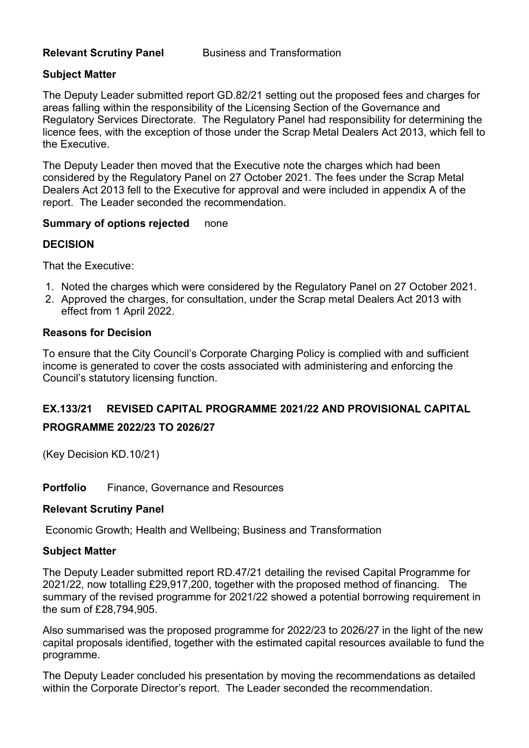**Relevant Scrutiny Panel** Business and Transformation

**Subject Matter**

The Deputy Leader submitted report GD.82/21 setting out the proposed fees and charges for areas falling within the responsibility of the Licensing Section of the Governance and Regulatory Services Directorate. The Regulatory Panel had responsibility for determining the licence fees, with the exception of those under the Scrap Metal Dealers Act 2013, which fell to the Executive.

The Deputy Leader then moved that the Executive note the charges which had been considered by the Regulatory Panel on 27 October 2021. The fees under the Scrap Metal Dealers Act 2013 fell to the Executive for approval and were included in appendix A of the report. The Leader seconded the recommendation.

**Summary of options rejected** none

**DECISION**

That the Executive:

1. Noted the charges which were considered by the Regulatory Panel on 27 October 2021.
2. Approved the charges, for consultation, under the Scrap metal Dealers Act 2013 with effect from 1 April 2022.

**Reasons for Decision**

To ensure that the City Council's Corporate Charging Policy is complied with and sufficient income is generated to cover the costs associated with administering and enforcing the Council's statutory licensing function.

## EX.133/21 REVISED CAPITAL PROGRAMME 2021/22 AND PROVISIONAL CAPITAL PROGRAMME 2022/23 TO 2026/27

(Key Decision KD.10/21)

**Portfolio** Finance, Governance and Resources

**Relevant Scrutiny Panel**

Economic Growth; Health and Wellbeing; Business and Transformation

**Subject Matter**

The Deputy Leader submitted report RD.47/21 detailing the revised Capital Programme for 2021/22, now totalling £29,917,200, together with the proposed method of financing. The summary of the revised programme for 2021/22 showed a potential borrowing requirement in the sum of £28,794,905.

Also summarised was the proposed programme for 2022/23 to 2026/27 in the light of the new capital proposals identified, together with the estimated capital resources available to fund the programme.

The Deputy Leader concluded his presentation by moving the recommendations as detailed within the Corporate Director's report. The Leader seconded the recommendation.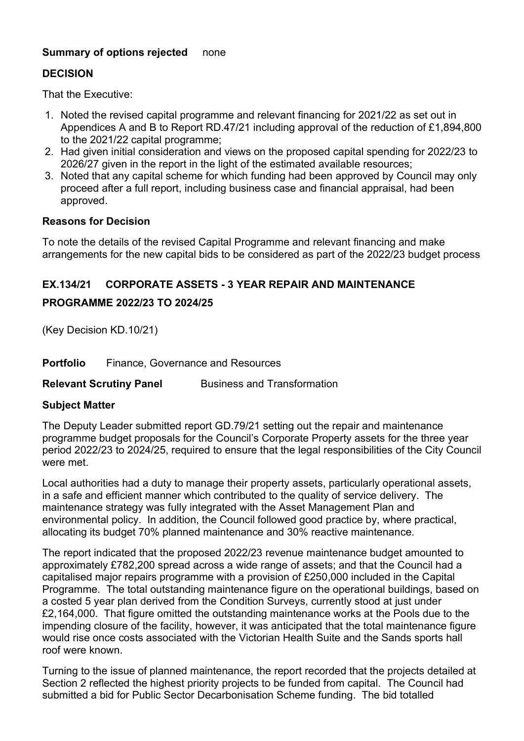**Summary of options rejected** none

**DECISION**

That the Executive:

1. Noted the revised capital programme and relevant financing for 2021/22 as set out in Appendices A and B to Report RD.47/21 including approval of the reduction of £1,894,800 to the 2021/22 capital programme;
2. Had given initial consideration and views on the proposed capital spending for 2022/23 to 2026/27 given in the report in the light of the estimated available resources;
3. Noted that any capital scheme for which funding had been approved by Council may only proceed after a full report, including business case and financial appraisal, had been approved.

**Reasons for Decision**

To note the details of the revised Capital Programme and relevant financing and make arrangements for the new capital bids to be considered as part of the 2022/23 budget process

## EX.134/21 CORPORATE ASSETS - 3 YEAR REPAIR AND MAINTENANCE PROGRAMME 2022/23 TO 2024/25

(Key Decision KD.10/21)

**Portfolio** Finance, Governance and Resources

**Relevant Scrutiny Panel** Business and Transformation

**Subject Matter**

The Deputy Leader submitted report GD.79/21 setting out the repair and maintenance programme budget proposals for the Council's Corporate Property assets for the three year period 2022/23 to 2024/25, required to ensure that the legal responsibilities of the City Council were met.

Local authorities had a duty to manage their property assets, particularly operational assets, in a safe and efficient manner which contributed to the quality of service delivery. The maintenance strategy was fully integrated with the Asset Management Plan and environmental policy. In addition, the Council followed good practice by, where practical, allocating its budget 70% planned maintenance and 30% reactive maintenance.

The report indicated that the proposed 2022/23 revenue maintenance budget amounted to approximately £782,200 spread across a wide range of assets; and that the Council had a capitalised major repairs programme with a provision of £250,000 included in the Capital Programme. The total outstanding maintenance figure on the operational buildings, based on a costed 5 year plan derived from the Condition Surveys, currently stood at just under £2,164,000. That figure omitted the outstanding maintenance works at the Pools due to the impending closure of the facility, however, it was anticipated that the total maintenance figure would rise once costs associated with the Victorian Health Suite and the Sands sports hall roof were known.

Turning to the issue of planned maintenance, the report recorded that the projects detailed at Section 2 reflected the highest priority projects to be funded from capital. The Council had submitted a bid for Public Sector Decarbonisation Scheme funding. The bid totalled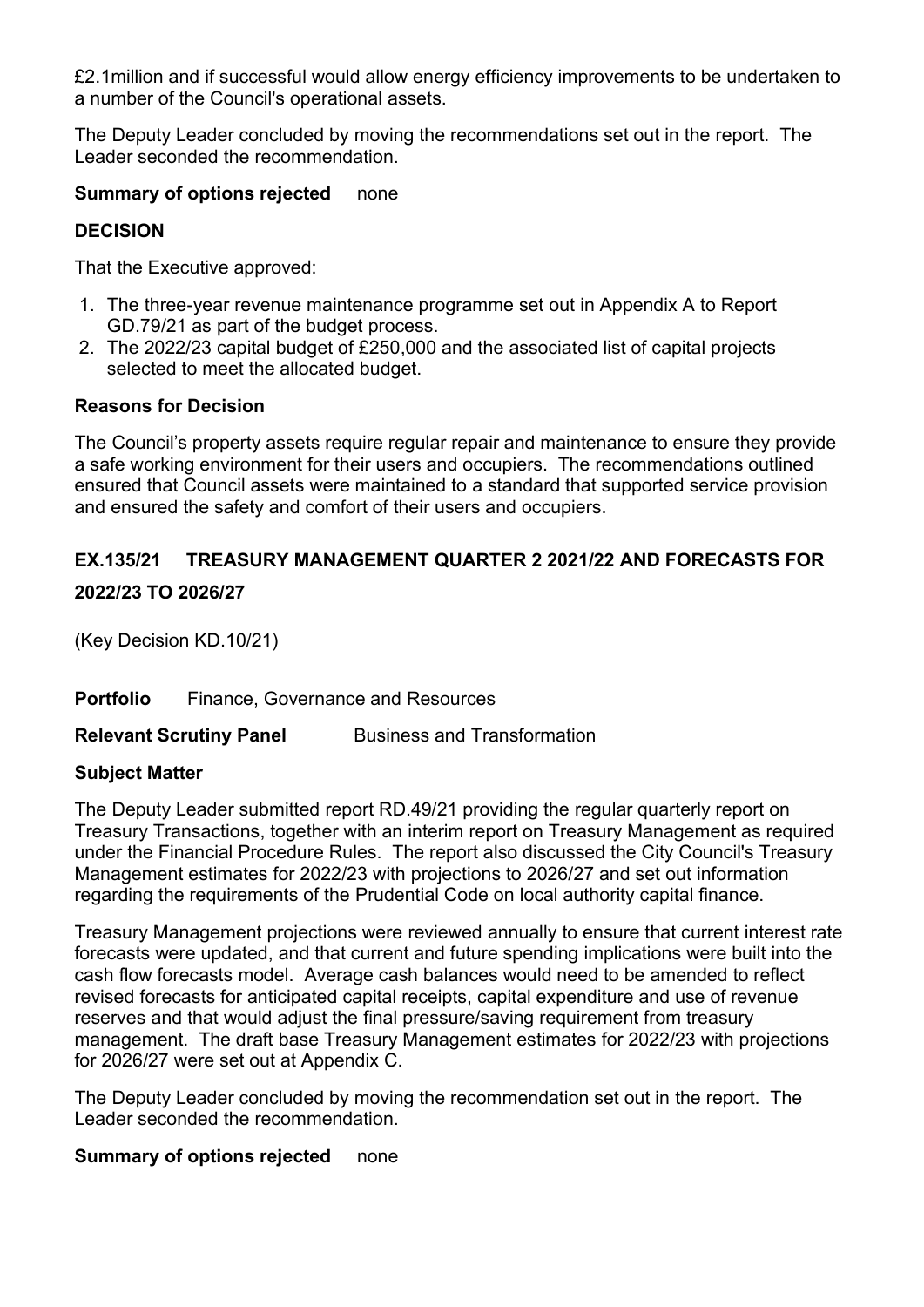£2.1million and if successful would allow energy efficiency improvements to be undertaken to a number of the Council's operational assets.

The Deputy Leader concluded by moving the recommendations set out in the report. The Leader seconded the recommendation.

**Summary of options rejected** none

**DECISION**

That the Executive approved:

1. The three-year revenue maintenance programme set out in Appendix A to Report GD.79/21 as part of the budget process.
2. The 2022/23 capital budget of £250,000 and the associated list of capital projects selected to meet the allocated budget.

**Reasons for Decision**

The Council's property assets require regular repair and maintenance to ensure they provide a safe working environment for their users and occupiers. The recommendations outlined ensured that Council assets were maintained to a standard that supported service provision and ensured the safety and comfort of their users and occupiers.

## EX.135/21 TREASURY MANAGEMENT QUARTER 2 2021/22 AND FORECASTS FOR 2022/23 TO 2026/27

(Key Decision KD.10/21)

**Portfolio** Finance, Governance and Resources

**Relevant Scrutiny Panel** Business and Transformation

**Subject Matter**

The Deputy Leader submitted report RD.49/21 providing the regular quarterly report on Treasury Transactions, together with an interim report on Treasury Management as required under the Financial Procedure Rules. The report also discussed the City Council's Treasury Management estimates for 2022/23 with projections to 2026/27 and set out information regarding the requirements of the Prudential Code on local authority capital finance.

Treasury Management projections were reviewed annually to ensure that current interest rate forecasts were updated, and that current and future spending implications were built into the cash flow forecasts model. Average cash balances would need to be amended to reflect revised forecasts for anticipated capital receipts, capital expenditure and use of revenue reserves and that would adjust the final pressure/saving requirement from treasury management. The draft base Treasury Management estimates for 2022/23 with projections for 2026/27 were set out at Appendix C.

The Deputy Leader concluded by moving the recommendation set out in the report. The Leader seconded the recommendation.

**Summary of options rejected** none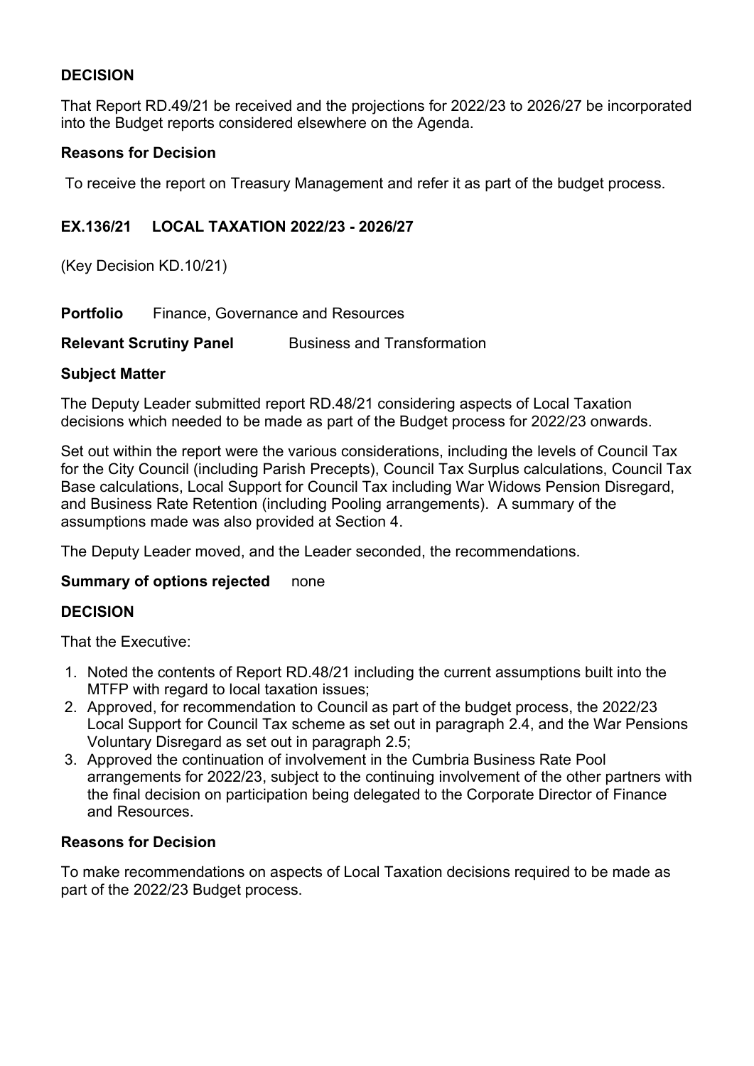**DECISION**

That Report RD.49/21 be received and the projections for 2022/23 to 2026/27 be incorporated into the Budget reports considered elsewhere on the Agenda.

**Reasons for Decision**

To receive the report on Treasury Management and refer it as part of the budget process.

**EX.136/21 LOCAL TAXATION 2022/23 - 2026/27**

(Key Decision KD.10/21)

**Portfolio** Finance, Governance and Resources

**Relevant Scrutiny Panel** Business and Transformation

**Subject Matter**

The Deputy Leader submitted report RD.48/21 considering aspects of Local Taxation decisions which needed to be made as part of the Budget process for 2022/23 onwards.

Set out within the report were the various considerations, including the levels of Council Tax for the City Council (including Parish Precepts), Council Tax Surplus calculations, Council Tax Base calculations, Local Support for Council Tax including War Widows Pension Disregard, and Business Rate Retention (including Pooling arrangements). A summary of the assumptions made was also provided at Section 4.

The Deputy Leader moved, and the Leader seconded, the recommendations.

**Summary of options rejected** none

**DECISION**

That the Executive:

1. Noted the contents of Report RD.48/21 including the current assumptions built into the MTFP with regard to local taxation issues;
2. Approved, for recommendation to Council as part of the budget process, the 2022/23 Local Support for Council Tax scheme as set out in paragraph 2.4, and the War Pensions Voluntary Disregard as set out in paragraph 2.5;
3. Approved the continuation of involvement in the Cumbria Business Rate Pool arrangements for 2022/23, subject to the continuing involvement of the other partners with the final decision on participation being delegated to the Corporate Director of Finance and Resources.

**Reasons for Decision**

To make recommendations on aspects of Local Taxation decisions required to be made as part of the 2022/23 Budget process.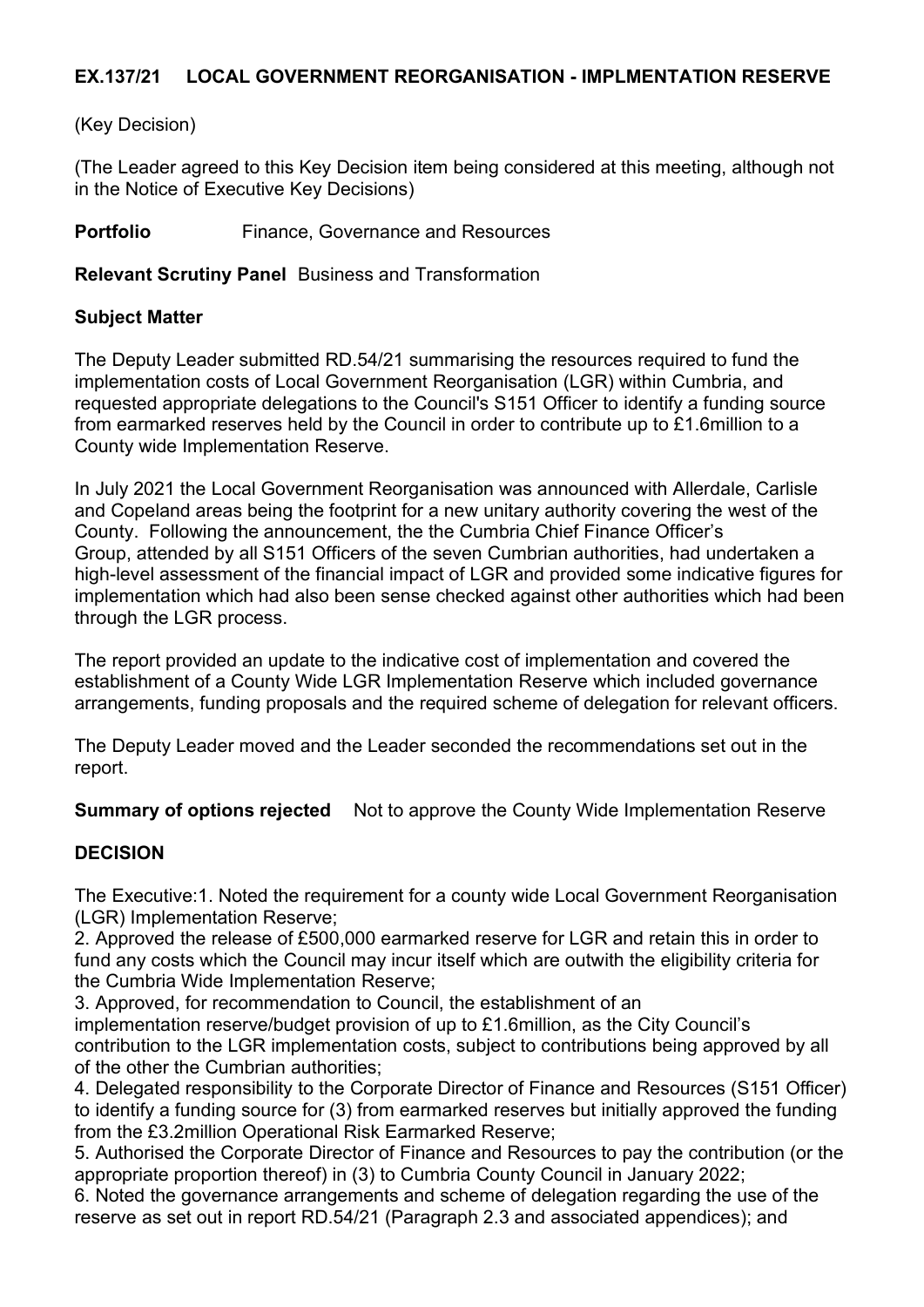## EX.137/21 LOCAL GOVERNMENT REORGANISATION - IMPLMENTATION RESERVE

(Key Decision)

(The Leader agreed to this Key Decision item being considered at this meeting, although not in the Notice of Executive Key Decisions)

**Portfolio** Finance, Governance and Resources

**Relevant Scrutiny Panel** Business and Transformation

**Subject Matter**

The Deputy Leader submitted RD.54/21 summarising the resources required to fund the implementation costs of Local Government Reorganisation (LGR) within Cumbria, and requested appropriate delegations to the Council's S151 Officer to identify a funding source from earmarked reserves held by the Council in order to contribute up to £1.6million to a County wide Implementation Reserve.

In July 2021 the Local Government Reorganisation was announced with Allerdale, Carlisle and Copeland areas being the footprint for a new unitary authority covering the west of the County. Following the announcement, the the Cumbria Chief Finance Officer's Group, attended by all S151 Officers of the seven Cumbrian authorities, had undertaken a high-level assessment of the financial impact of LGR and provided some indicative figures for implementation which had also been sense checked against other authorities which had been through the LGR process.

The report provided an update to the indicative cost of implementation and covered the establishment of a County Wide LGR Implementation Reserve which included governance arrangements, funding proposals and the required scheme of delegation for relevant officers.

The Deputy Leader moved and the Leader seconded the recommendations set out in the report.

**Summary of options rejected** Not to approve the County Wide Implementation Reserve

**DECISION**

The Executive:1. Noted the requirement for a county wide Local Government Reorganisation (LGR) Implementation Reserve;

2. Approved the release of £500,000 earmarked reserve for LGR and retain this in order to fund any costs which the Council may incur itself which are outwith the eligibility criteria for the Cumbria Wide Implementation Reserve;

3. Approved, for recommendation to Council, the establishment of an implementation reserve/budget provision of up to £1.6million, as the City Council's contribution to the LGR implementation costs, subject to contributions being approved by all of the other the Cumbrian authorities;

4. Delegated responsibility to the Corporate Director of Finance and Resources (S151 Officer) to identify a funding source for (3) from earmarked reserves but initially approved the funding from the £3.2million Operational Risk Earmarked Reserve;

5. Authorised the Corporate Director of Finance and Resources to pay the contribution (or the appropriate proportion thereof) in (3) to Cumbria County Council in January 2022;

6. Noted the governance arrangements and scheme of delegation regarding the use of the reserve as set out in report RD.54/21 (Paragraph 2.3 and associated appendices); and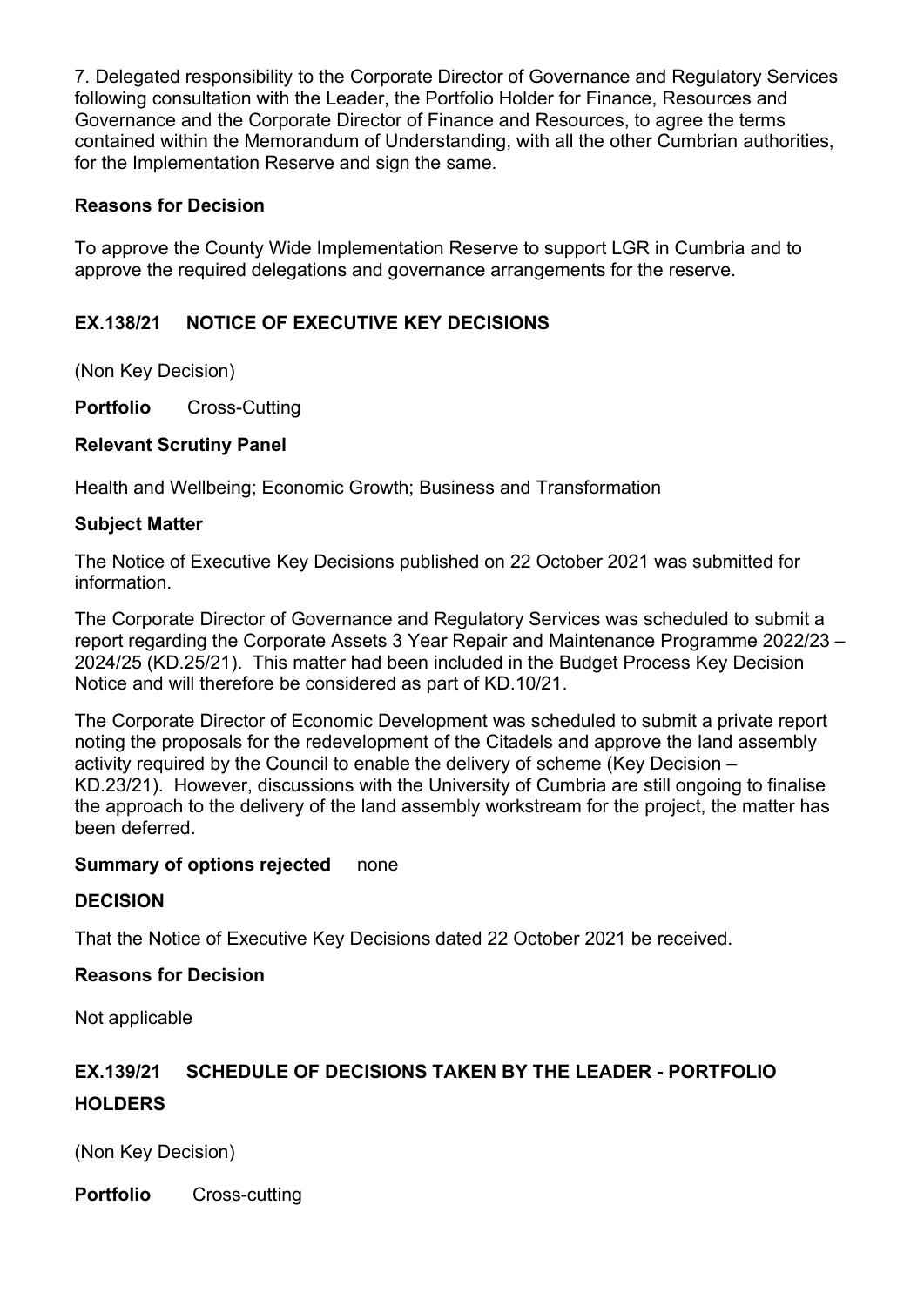7. Delegated responsibility to the Corporate Director of Governance and Regulatory Services following consultation with the Leader, the Portfolio Holder for Finance, Resources and Governance and the Corporate Director of Finance and Resources, to agree the terms contained within the Memorandum of Understanding, with all the other Cumbrian authorities, for the Implementation Reserve and sign the same.

**Reasons for Decision**

To approve the County Wide Implementation Reserve to support LGR in Cumbria and to approve the required delegations and governance arrangements for the reserve.

## EX.138/21 NOTICE OF EXECUTIVE KEY DECISIONS

(Non Key Decision)

**Portfolio** Cross-Cutting

**Relevant Scrutiny Panel**

Health and Wellbeing; Economic Growth; Business and Transformation

**Subject Matter**

The Notice of Executive Key Decisions published on 22 October 2021 was submitted for information.

The Corporate Director of Governance and Regulatory Services was scheduled to submit a report regarding the Corporate Assets 3 Year Repair and Maintenance Programme 2022/23 – 2024/25 (KD.25/21). This matter had been included in the Budget Process Key Decision Notice and will therefore be considered as part of KD.10/21.

The Corporate Director of Economic Development was scheduled to submit a private report noting the proposals for the redevelopment of the Citadels and approve the land assembly activity required by the Council to enable the delivery of scheme (Key Decision – KD.23/21). However, discussions with the University of Cumbria are still ongoing to finalise the approach to the delivery of the land assembly workstream for the project, the matter has been deferred.

**Summary of options rejected** none

**DECISION**

That the Notice of Executive Key Decisions dated 22 October 2021 be received.

**Reasons for Decision**

Not applicable

## EX.139/21 SCHEDULE OF DECISIONS TAKEN BY THE LEADER - PORTFOLIO HOLDERS

(Non Key Decision)

**Portfolio** Cross-cutting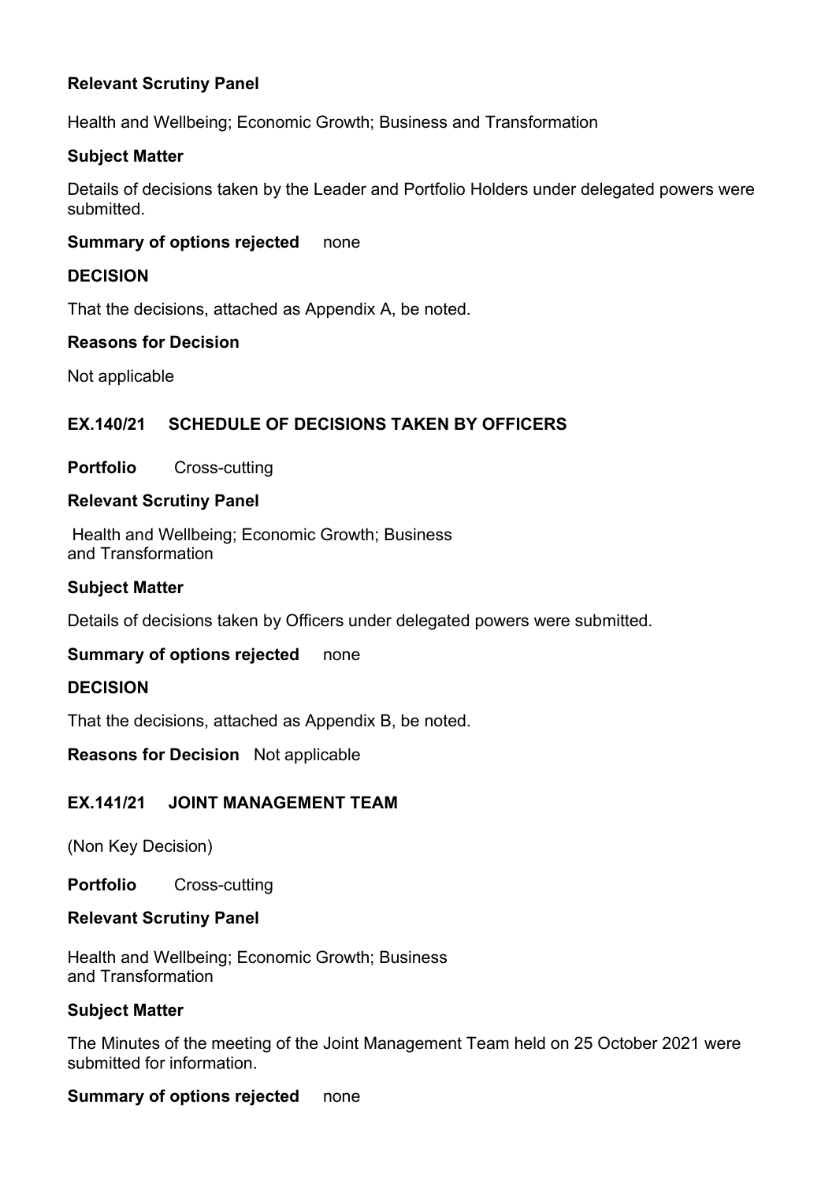**Relevant Scrutiny Panel**

Health and Wellbeing; Economic Growth; Business and Transformation

**Subject Matter**

Details of decisions taken by the Leader and Portfolio Holders under delegated powers were submitted.

**Summary of options rejected** none

**DECISION**

That the decisions, attached as Appendix A, be noted.

**Reasons for Decision**

Not applicable

## EX.140/21 SCHEDULE OF DECISIONS TAKEN BY OFFICERS

**Portfolio** Cross-cutting

**Relevant Scrutiny Panel**

Health and Wellbeing; Economic Growth; Business and Transformation

**Subject Matter**

Details of decisions taken by Officers under delegated powers were submitted.

**Summary of options rejected** none

**DECISION**

That the decisions, attached as Appendix B, be noted.

**Reasons for Decision** Not applicable

## EX.141/21 JOINT MANAGEMENT TEAM

(Non Key Decision)

**Portfolio** Cross-cutting

**Relevant Scrutiny Panel**

Health and Wellbeing; Economic Growth; Business and Transformation

**Subject Matter**

The Minutes of the meeting of the Joint Management Team held on 25 October 2021 were submitted for information.

**Summary of options rejected** none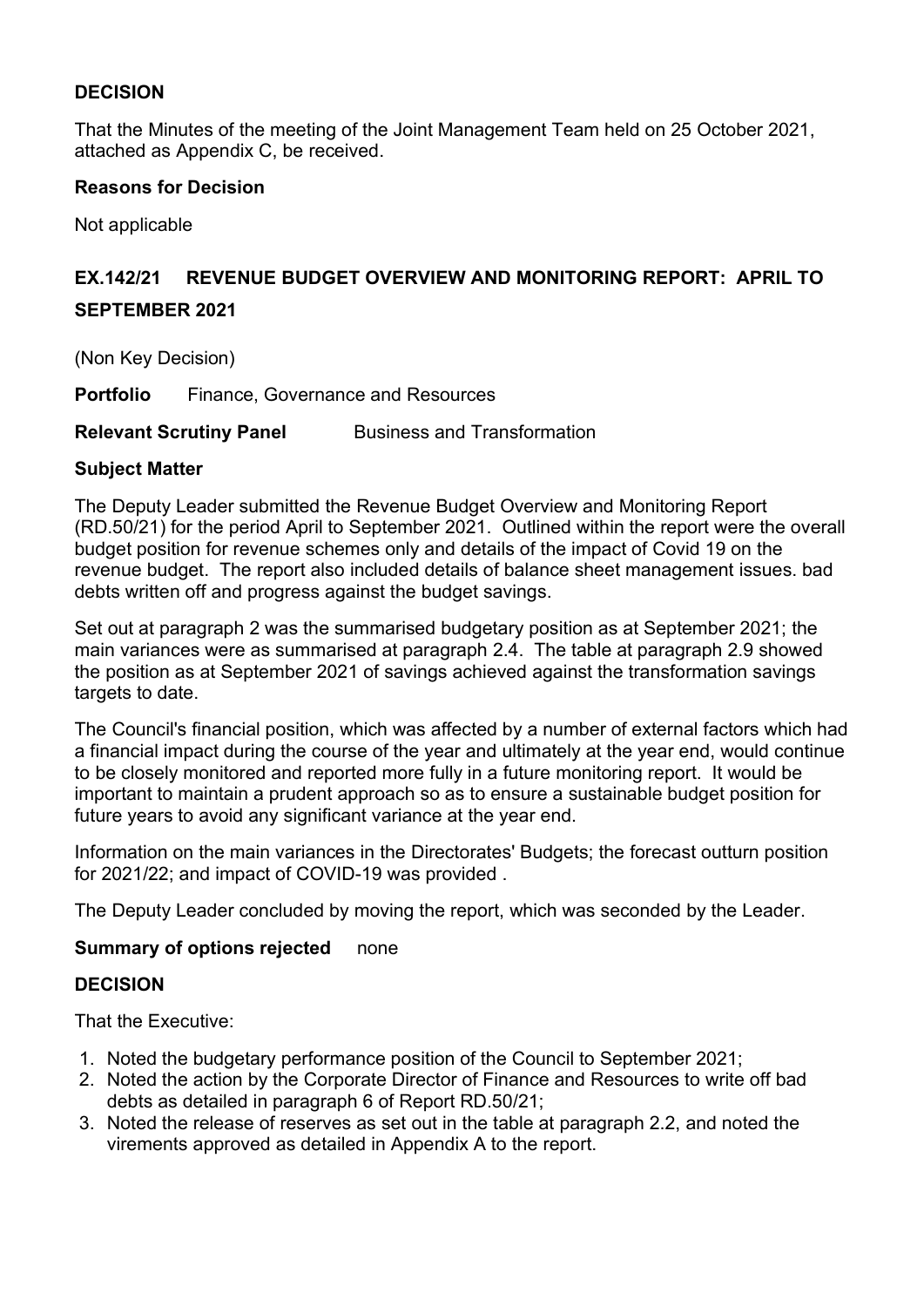**DECISION**

That the Minutes of the meeting of the Joint Management Team held on 25 October 2021, attached as Appendix C, be received.

**Reasons for Decision**

Not applicable

## EX.142/21 REVENUE BUDGET OVERVIEW AND MONITORING REPORT: APRIL TO SEPTEMBER 2021

(Non Key Decision)

**Portfolio** Finance, Governance and Resources

**Relevant Scrutiny Panel** Business and Transformation

**Subject Matter**

The Deputy Leader submitted the Revenue Budget Overview and Monitoring Report (RD.50/21) for the period April to September 2021. Outlined within the report were the overall budget position for revenue schemes only and details of the impact of Covid 19 on the revenue budget. The report also included details of balance sheet management issues. bad debts written off and progress against the budget savings.

Set out at paragraph 2 was the summarised budgetary position as at September 2021; the main variances were as summarised at paragraph 2.4. The table at paragraph 2.9 showed the position as at September 2021 of savings achieved against the transformation savings targets to date.

The Council's financial position, which was affected by a number of external factors which had a financial impact during the course of the year and ultimately at the year end, would continue to be closely monitored and reported more fully in a future monitoring report. It would be important to maintain a prudent approach so as to ensure a sustainable budget position for future years to avoid any significant variance at the year end.

Information on the main variances in the Directorates' Budgets; the forecast outturn position for 2021/22; and impact of COVID-19 was provided .

The Deputy Leader concluded by moving the report, which was seconded by the Leader.

**Summary of options rejected** none

**DECISION**

That the Executive:

1. Noted the budgetary performance position of the Council to September 2021;
2. Noted the action by the Corporate Director of Finance and Resources to write off bad debts as detailed in paragraph 6 of Report RD.50/21;
3. Noted the release of reserves as set out in the table at paragraph 2.2, and noted the virements approved as detailed in Appendix A to the report.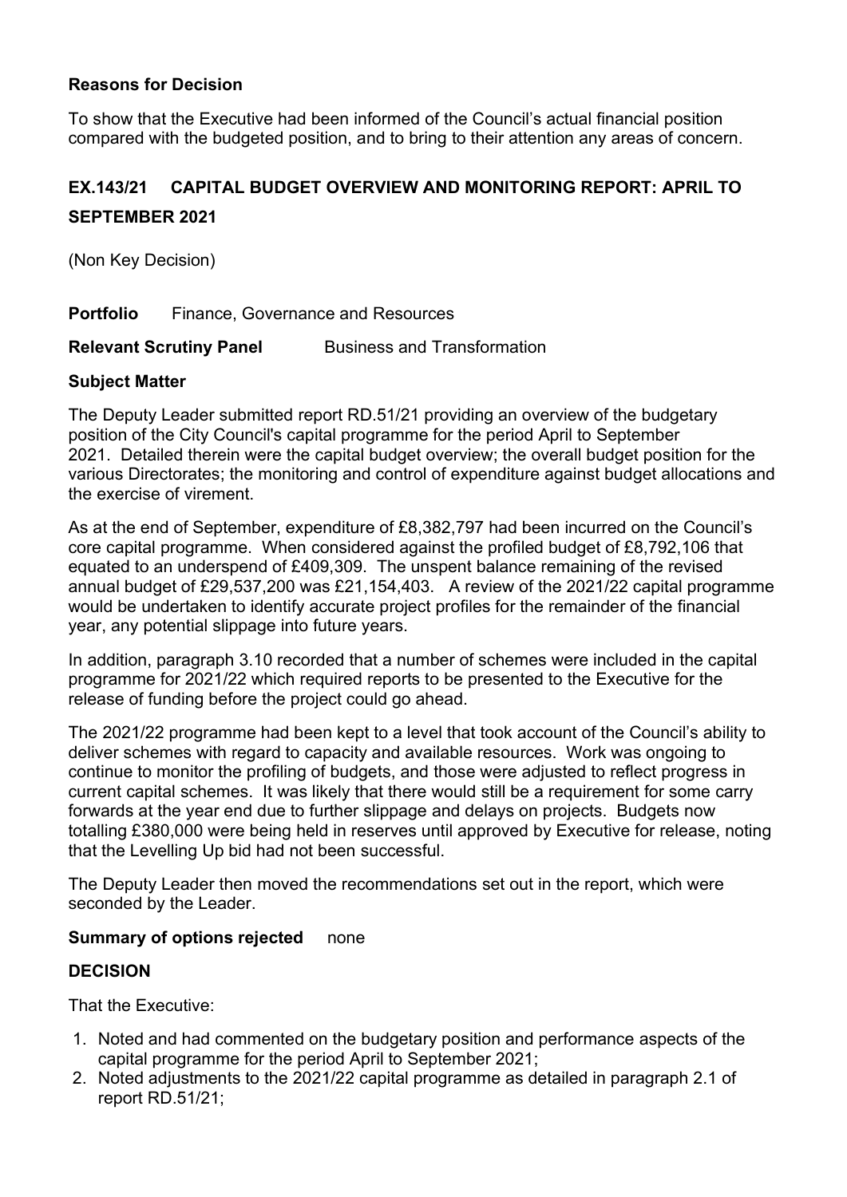**Reasons for Decision**

To show that the Executive had been informed of the Council's actual financial position compared with the budgeted position, and to bring to their attention any areas of concern.

## EX.143/21 CAPITAL BUDGET OVERVIEW AND MONITORING REPORT: APRIL TO SEPTEMBER 2021

(Non Key Decision)

**Portfolio** Finance, Governance and Resources

**Relevant Scrutiny Panel** Business and Transformation

**Subject Matter**

The Deputy Leader submitted report RD.51/21 providing an overview of the budgetary position of the City Council's capital programme for the period April to September 2021. Detailed therein were the capital budget overview; the overall budget position for the various Directorates; the monitoring and control of expenditure against budget allocations and the exercise of virement.

As at the end of September, expenditure of £8,382,797 had been incurred on the Council's core capital programme. When considered against the profiled budget of £8,792,106 that equated to an underspend of £409,309. The unspent balance remaining of the revised annual budget of £29,537,200 was £21,154,403. A review of the 2021/22 capital programme would be undertaken to identify accurate project profiles for the remainder of the financial year, any potential slippage into future years.

In addition, paragraph 3.10 recorded that a number of schemes were included in the capital programme for 2021/22 which required reports to be presented to the Executive for the release of funding before the project could go ahead.

The 2021/22 programme had been kept to a level that took account of the Council's ability to deliver schemes with regard to capacity and available resources. Work was ongoing to continue to monitor the profiling of budgets, and those were adjusted to reflect progress in current capital schemes. It was likely that there would still be a requirement for some carry forwards at the year end due to further slippage and delays on projects. Budgets now totalling £380,000 were being held in reserves until approved by Executive for release, noting that the Levelling Up bid had not been successful.

The Deputy Leader then moved the recommendations set out in the report, which were seconded by the Leader.

**Summary of options rejected** none

**DECISION**

That the Executive:

1. Noted and had commented on the budgetary position and performance aspects of the capital programme for the period April to September 2021;
2. Noted adjustments to the 2021/22 capital programme as detailed in paragraph 2.1 of report RD.51/21;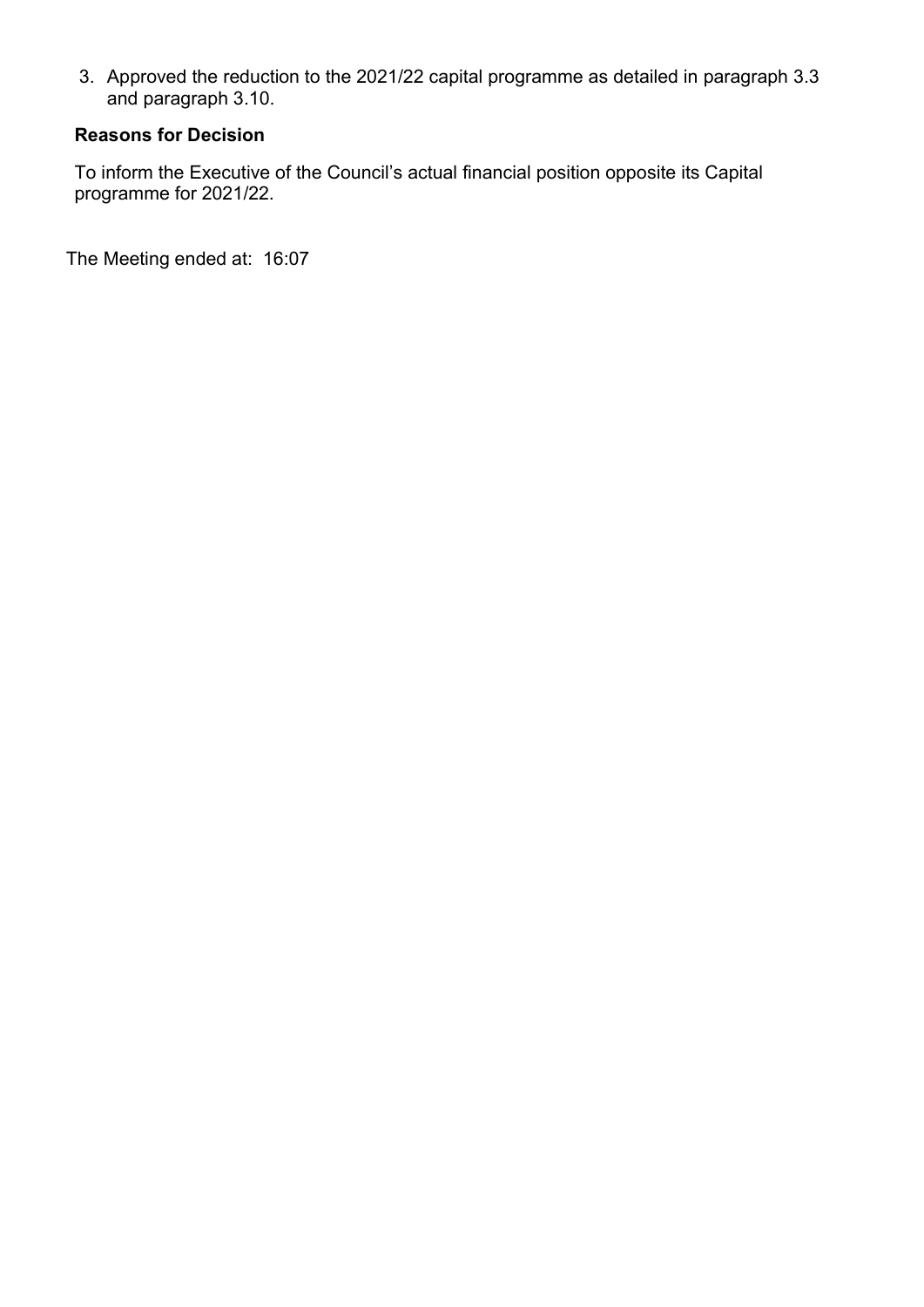3. Approved the reduction to the 2021/22 capital programme as detailed in paragraph 3.3 and paragraph 3.10.

**Reasons for Decision**

To inform the Executive of the Council's actual financial position opposite its Capital programme for 2021/22.

The Meeting ended at: 16:07